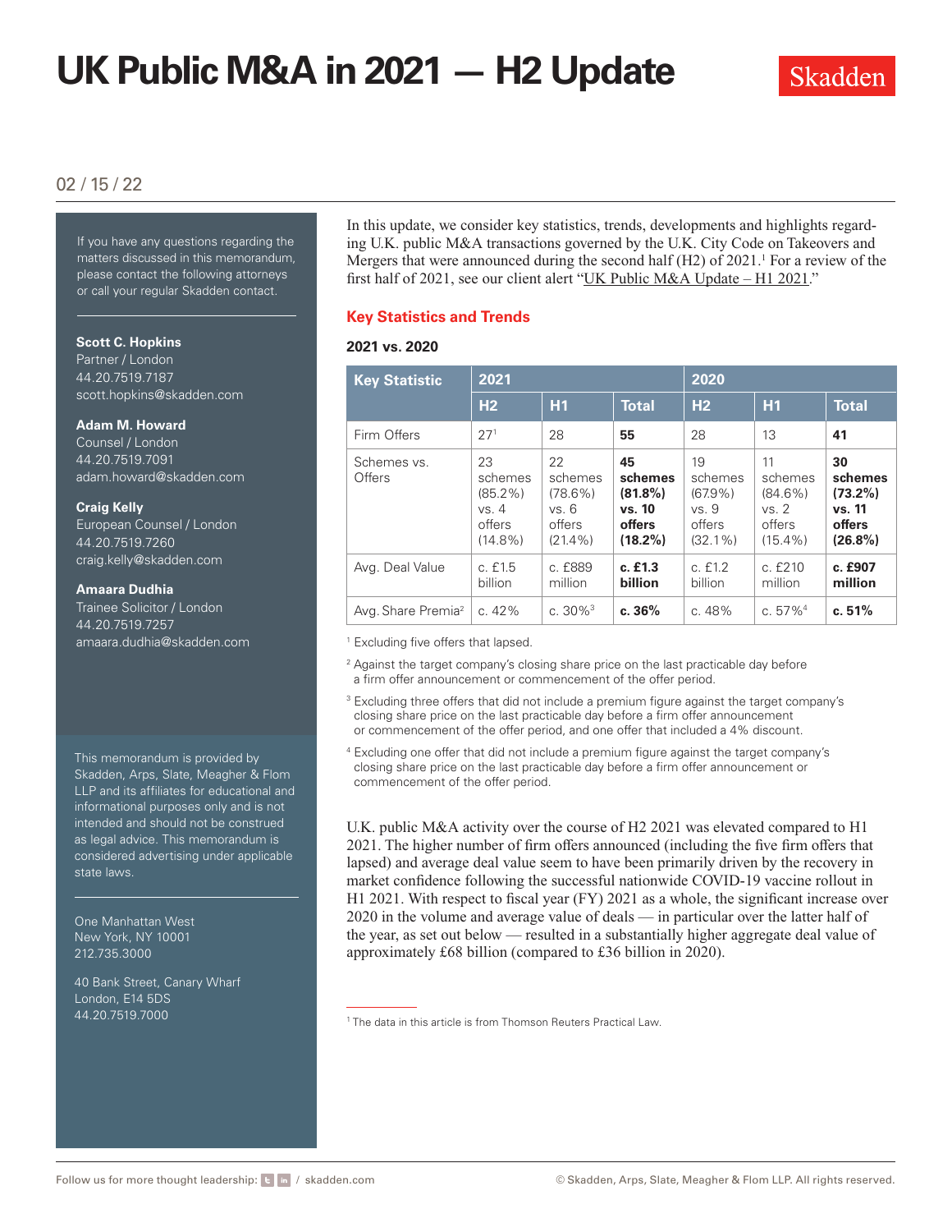# UK Public M&A in 2021 — H2 Update

Skadden

02 / 15 / 22

If you have any questions regarding the matters discussed in this memorandum, please contact the following attorneys or call your regular Skadden contact.

**Scott C. Hopkins**
Partner / London
44.20.7519.7187
scott.hopkins@skadden.com

**Adam M. Howard**
Counsel / London
44.20.7519.7091
adam.howard@skadden.com

**Craig Kelly**
European Counsel / London
44.20.7519.7260
craig.kelly@skadden.com

**Amaara Dudhia**
Trainee Solicitor / London
44.20.7519.7257
amaara.dudhia@skadden.com

This memorandum is provided by Skadden, Arps, Slate, Meagher & Flom LLP and its affiliates for educational and informational purposes only and is not intended and should not be construed as legal advice. This memorandum is considered advertising under applicable state laws.

One Manhattan West
New York, NY 10001
212.735.3000

40 Bank Street, Canary Wharf
London, E14 5DS
44.20.7519.7000

In this update, we consider key statistics, trends, developments and highlights regarding U.K. public M&A transactions governed by the U.K. City Code on Takeovers and Mergers that were announced during the second half (H2) of 2021.[1] For a review of the first half of 2021, see our client alert "UK Public M&A Update – H1 2021."

## Key Statistics and Trends

### 2021 vs. 2020

| Key Statistic | 2021 | | | 2020 | | |
|---|---|---|---|---|---|---|
| | H2 | H1 | Total | H2 | H1 | Total |
| Firm Offers | 27[1] | 28 | **55** | 28 | 13 | **41** |
| Schemes vs. Offers | 23 schemes (85.2%) vs. 4 offers (14.8%) | 22 schemes (78.6%) vs. 6 offers (21.4%) | **45 schemes (81.8%) vs. 10 offers (18.2%)** | 19 schemes (67.9%) vs. 9 offers (32.1%) | 11 schemes (84.6%) vs. 2 offers (15.4%) | **30 schemes (73.2%) vs. 11 offers (26.8%)** |
| Avg. Deal Value | c. £1.5 billion | c. £889 million | **c. £1.3 billion** | c. £1.2 billion | c. £210 million | **c. £907 million** |
| Avg. Share Premia[2] | c. 42% | c. 30%[3] | **c. 36%** | c. 48% | c. 57%[4] | **c. 51%** |

[1] Excluding five offers that lapsed.

[2] Against the target company's closing share price on the last practicable day before a firm offer announcement or commencement of the offer period.

[3] Excluding three offers that did not include a premium figure against the target company's closing share price on the last practicable day before a firm offer announcement or commencement of the offer period, and one offer that included a 4% discount.

[4] Excluding one offer that did not include a premium figure against the target company's closing share price on the last practicable day before a firm offer announcement or commencement of the offer period.

U.K. public M&A activity over the course of H2 2021 was elevated compared to H1 2021. The higher number of firm offers announced (including the five firm offers that lapsed) and average deal value seem to have been primarily driven by the recovery in market confidence following the successful nationwide COVID-19 vaccine rollout in H1 2021. With respect to fiscal year (FY) 2021 as a whole, the significant increase over 2020 in the volume and average value of deals — in particular over the latter half of the year, as set out below — resulted in a substantially higher aggregate deal value of approximately £68 billion (compared to £36 billion in 2020).

[1] The data in this article is from Thomson Reuters Practical Law.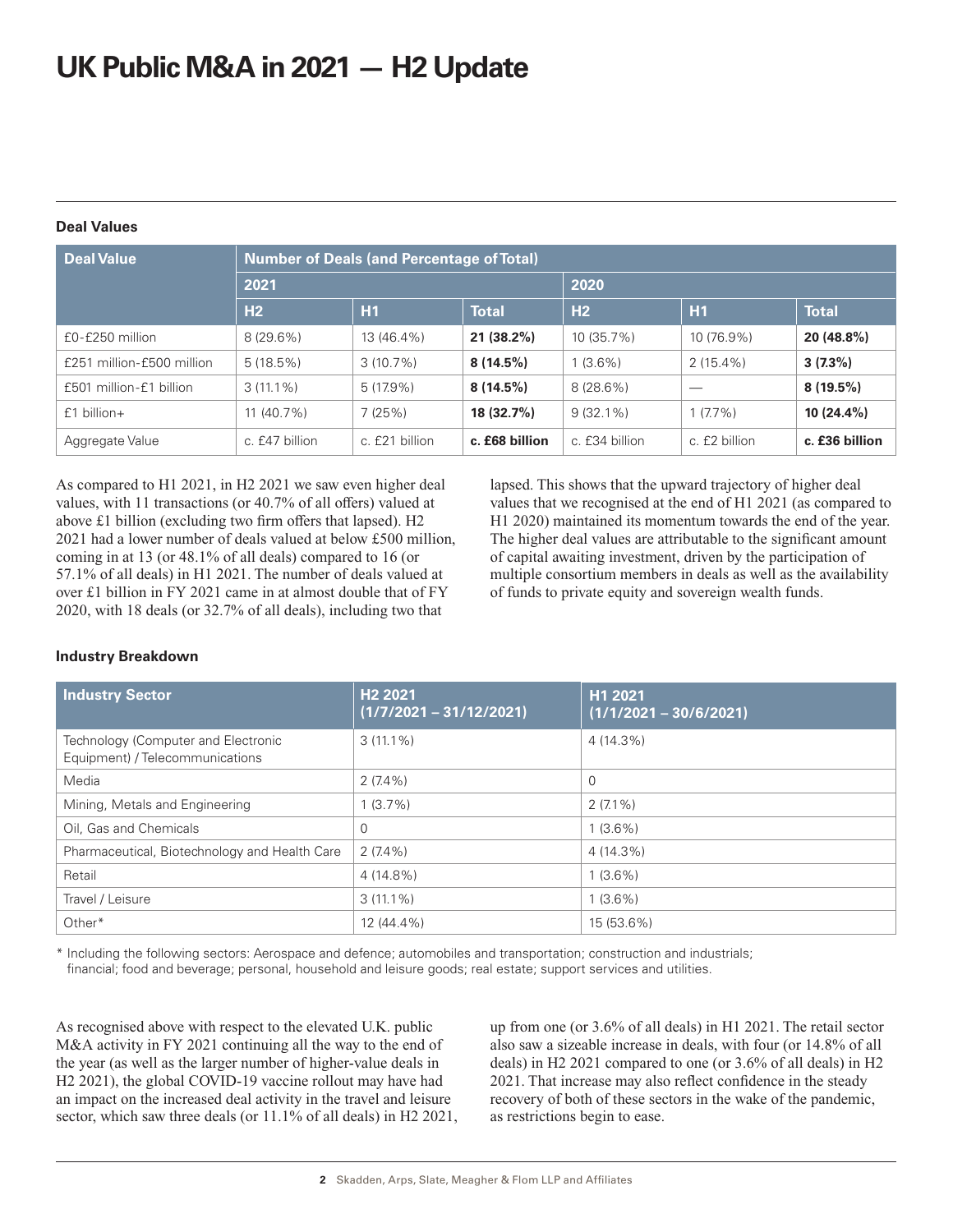# UK Public M&A in 2021 — H2 Update

### Deal Values

| Deal Value | Number of Deals (and Percentage of Total) | | | | | |
|---|---|---|---|---|---|---|
| | 2021 | | | 2020 | | |
| | H2 | H1 | Total | H2 | H1 | Total |
| £0-£250 million | 8 (29.6%) | 13 (46.4%) | **21 (38.2%)** | 10 (35.7%) | 10 (76.9%) | **20 (48.8%)** |
| £251 million-£500 million | 5 (18.5%) | 3 (10.7%) | **8 (14.5%)** | 1 (3.6%) | 2 (15.4%) | **3 (7.3%)** |
| £501 million-£1 billion | 3 (11.1%) | 5 (17.9%) | **8 (14.5%)** | 8 (28.6%) | — | **8 (19.5%)** |
| £1 billion+ | 11 (40.7%) | 7 (25%) | **18 (32.7%)** | 9 (32.1%) | 1 (7.7%) | **10 (24.4%)** |
| Aggregate Value | c. £47 billion | c. £21 billion | **c. £68 billion** | c. £34 billion | c. £2 billion | **c. £36 billion** |

As compared to H1 2021, in H2 2021 we saw even higher deal values, with 11 transactions (or 40.7% of all offers) valued at above £1 billion (excluding two firm offers that lapsed). H2 2021 had a lower number of deals valued at below £500 million, coming in at 13 (or 48.1% of all deals) compared to 16 (or 57.1% of all deals) in H1 2021. The number of deals valued at over £1 billion in FY 2021 came in at almost double that of FY 2020, with 18 deals (or 32.7% of all deals), including two that lapsed. This shows that the upward trajectory of higher deal values that we recognised at the end of H1 2021 (as compared to H1 2020) maintained its momentum towards the end of the year. The higher deal values are attributable to the significant amount of capital awaiting investment, driven by the participation of multiple consortium members in deals as well as the availability of funds to private equity and sovereign wealth funds.

### Industry Breakdown

| Industry Sector | H2 2021 (1/7/2021 – 31/12/2021) | H1 2021 (1/1/2021 – 30/6/2021) |
|---|---|---|
| Technology (Computer and Electronic Equipment) / Telecommunications | 3 (11.1%) | 4 (14.3%) |
| Media | 2 (7.4%) | 0 |
| Mining, Metals and Engineering | 1 (3.7%) | 2 (7.1%) |
| Oil, Gas and Chemicals | 0 | 1 (3.6%) |
| Pharmaceutical, Biotechnology and Health Care | 2 (7.4%) | 4 (14.3%) |
| Retail | 4 (14.8%) | 1 (3.6%) |
| Travel / Leisure | 3 (11.1%) | 1 (3.6%) |
| Other* | 12 (44.4%) | 15 (53.6%) |

* Including the following sectors: Aerospace and defence; automobiles and transportation; construction and industrials; financial; food and beverage; personal, household and leisure goods; real estate; support services and utilities.

As recognised above with respect to the elevated U.K. public M&A activity in FY 2021 continuing all the way to the end of the year (as well as the larger number of higher-value deals in H2 2021), the global COVID-19 vaccine rollout may have had an impact on the increased deal activity in the travel and leisure sector, which saw three deals (or 11.1% of all deals) in H2 2021, up from one (or 3.6% of all deals) in H1 2021. The retail sector also saw a sizeable increase in deals, with four (or 14.8% of all deals) in H2 2021 compared to one (or 3.6% of all deals) in H2 2021. That increase may also reflect confidence in the steady recovery of both of these sectors in the wake of the pandemic, as restrictions begin to ease.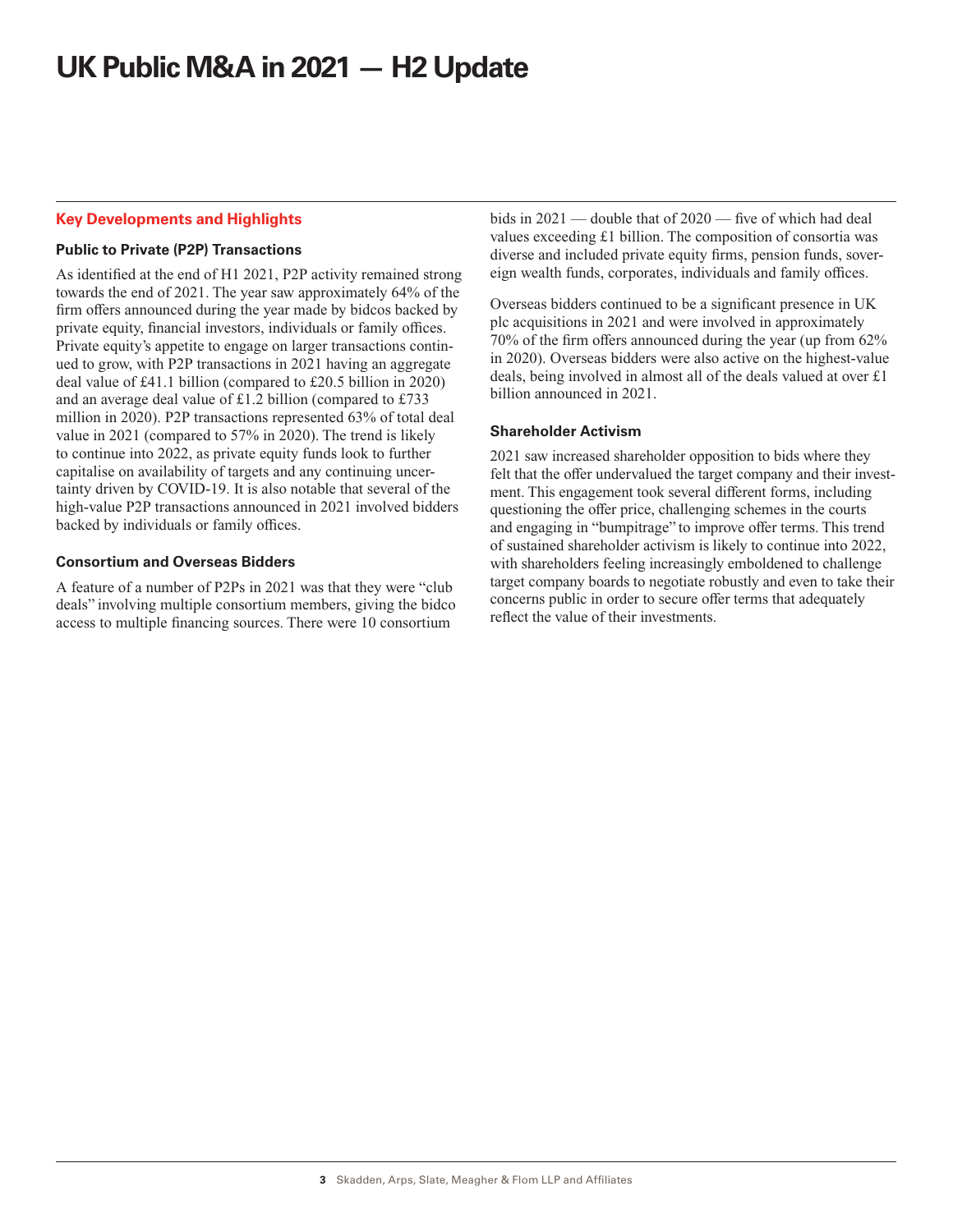# UK Public M&A in 2021 — H2 Update

## Key Developments and Highlights

### Public to Private (P2P) Transactions

As identified at the end of H1 2021, P2P activity remained strong towards the end of 2021. The year saw approximately 64% of the firm offers announced during the year made by bidcos backed by private equity, financial investors, individuals or family offices. Private equity's appetite to engage on larger transactions continued to grow, with P2P transactions in 2021 having an aggregate deal value of £41.1 billion (compared to £20.5 billion in 2020) and an average deal value of £1.2 billion (compared to £733 million in 2020). P2P transactions represented 63% of total deal value in 2021 (compared to 57% in 2020). The trend is likely to continue into 2022, as private equity funds look to further capitalise on availability of targets and any continuing uncertainty driven by COVID-19. It is also notable that several of the high-value P2P transactions announced in 2021 involved bidders backed by individuals or family offices.

### Consortium and Overseas Bidders

A feature of a number of P2Ps in 2021 was that they were "club deals" involving multiple consortium members, giving the bidco access to multiple financing sources. There were 10 consortium bids in 2021 — double that of 2020 — five of which had deal values exceeding £1 billion. The composition of consortia was diverse and included private equity firms, pension funds, sovereign wealth funds, corporates, individuals and family offices.

Overseas bidders continued to be a significant presence in UK plc acquisitions in 2021 and were involved in approximately 70% of the firm offers announced during the year (up from 62% in 2020). Overseas bidders were also active on the highest-value deals, being involved in almost all of the deals valued at over £1 billion announced in 2021.

### Shareholder Activism

2021 saw increased shareholder opposition to bids where they felt that the offer undervalued the target company and their investment. This engagement took several different forms, including questioning the offer price, challenging schemes in the courts and engaging in "bumpitrage" to improve offer terms. This trend of sustained shareholder activism is likely to continue into 2022, with shareholders feeling increasingly emboldened to challenge target company boards to negotiate robustly and even to take their concerns public in order to secure offer terms that adequately reflect the value of their investments.